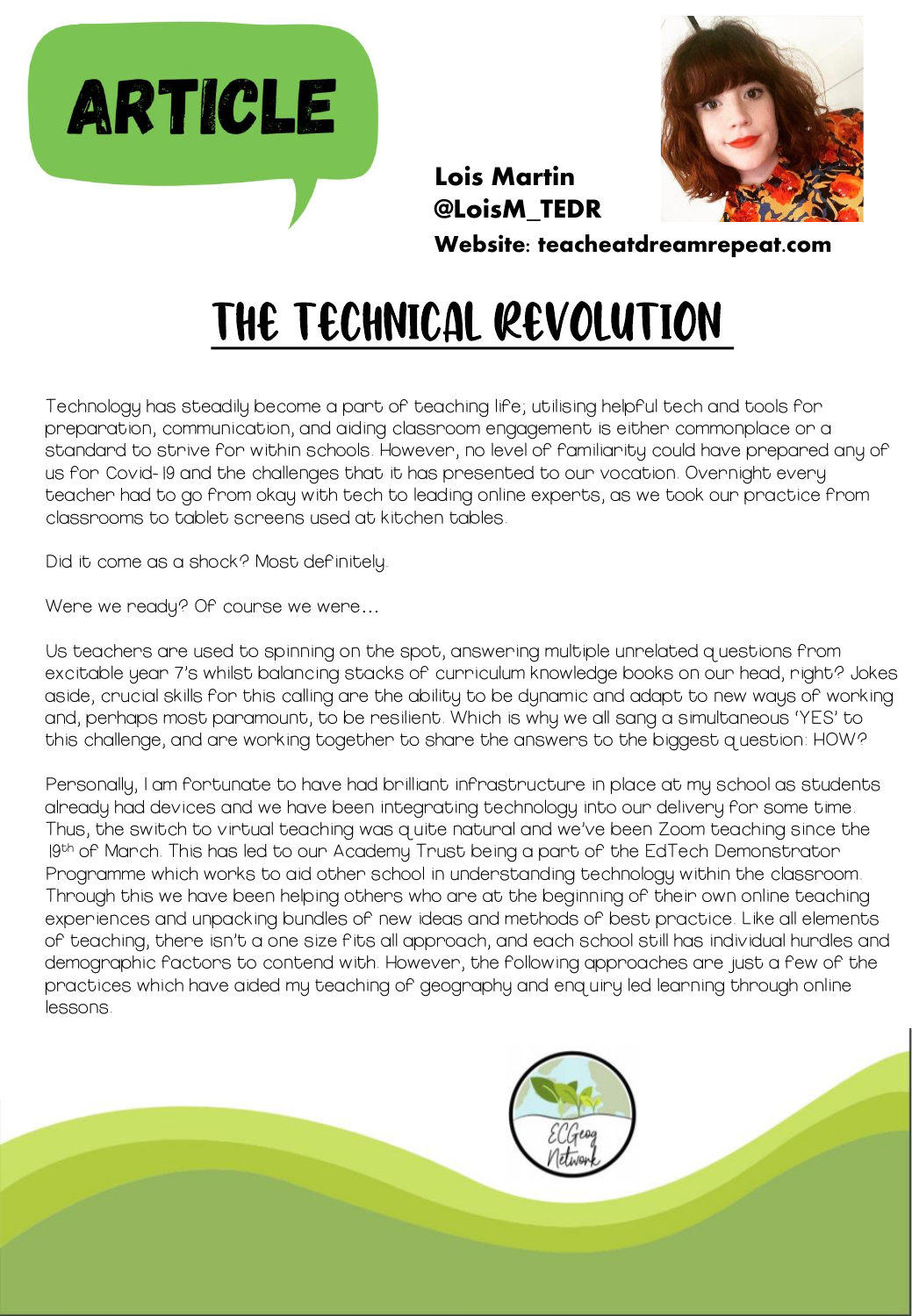ARTICLE

**Lois Martin**
**@LoisM_TEDR**
**Website: teacheatdreamrepeat.com**

# THE TECHNICAL REVOLUTION

Technology has steadily become a part of teaching life; utilising helpful tech and tools for preparation, communication, and aiding classroom engagement is either commonplace or a standard to strive for within schools. However, no level of familiarity could have prepared any of us for Covid-19 and the challenges that it has presented to our vocation. Overnight every teacher had to go from okay with tech to leading online experts, as we took our practice from classrooms to tablet screens used at kitchen tables.

Did it come as a shock? Most definitely.

Were we ready? Of course we were…

Us teachers are used to spinning on the spot, answering multiple unrelated questions from excitable year 7's whilst balancing stacks of curriculum knowledge books on our head, right? Jokes aside, crucial skills for this calling are the ability to be dynamic and adapt to new ways of working and, perhaps most paramount, to be resilient. Which is why we all sang a simultaneous 'YES' to this challenge, and are working together to share the answers to the biggest question: HOW?

Personally, I am fortunate to have had brilliant infrastructure in place at my school as students already had devices and we have been integrating technology into our delivery for some time. Thus, the switch to virtual teaching was quite natural and we've been Zoom teaching since the 19th of March. This has led to our Academy Trust being a part of the EdTech Demonstrator Programme which works to aid other school in understanding technology within the classroom. Through this we have been helping others who are at the beginning of their own online teaching experiences and unpacking bundles of new ideas and methods of best practice. Like all elements of teaching, there isn't a one size fits all approach, and each school still has individual hurdles and demographic factors to contend with. However, the following approaches are just a few of the practices which have aided my teaching of geography and enquiry led learning through online lessons.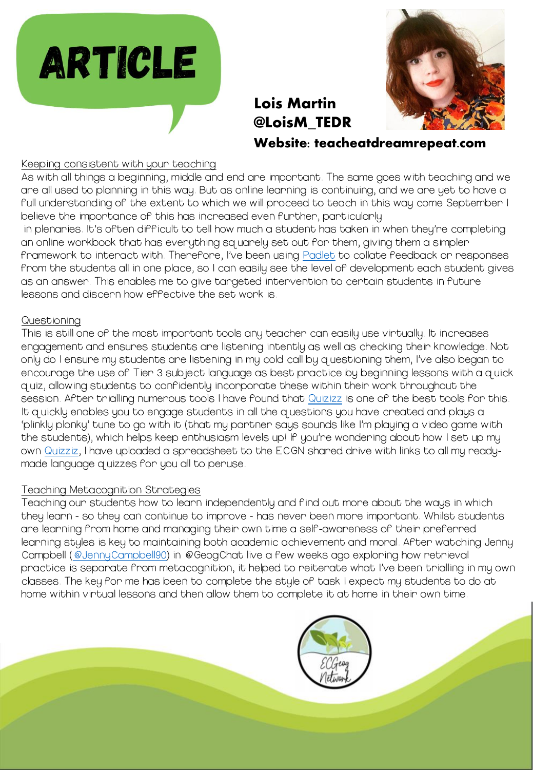# ARTICLE

**Lois Martin**
**@LoisM_TEDR**
**Website: teacheatdreamrepeat.com**

## Keeping consistent with your teaching

As with all things a beginning, middle and end are important. The same goes with teaching and we are all used to planning in this way. But as online learning is continuing, and we are yet to have a full understanding of the extent to which we will proceed to teach in this way come September I believe the importance of this has increased even further, particularly in plenaries. It's often difficult to tell how much a student has taken in when they're completing an online workbook that has everything squarely set out for them, giving them a simpler framework to interact with. Therefore, I've been using Padlet to collate feedback or responses from the students all in one place, so I can easily see the level of development each student gives as an answer. This enables me to give targeted intervention to certain students in future lessons and discern how effective the set work is.

## Questioning

This is still one of the most important tools any teacher can easily use virtually. It increases engagement and ensures students are listening intently as well as checking their knowledge. Not only do I ensure my students are listening in my cold call by questioning them, I've also began to encourage the use of Tier 3 subject language as best practice by beginning lessons with a quick quiz, allowing students to confidently incorporate these within their work throughout the session. After trialling numerous tools I have found that Quizizz is one of the best tools for this. It quickly enables you to engage students in all the questions you have created and plays a 'plinkly plonky' tune to go with it (that my partner says sounds like I'm playing a video game with the students), which helps keep enthusiasm levels up! If you're wondering about how I set up my own Quizziz, I have uploaded a spreadsheet to the ECGN shared drive with links to all my ready-made language quizzes for you all to peruse.

## Teaching Metacognition Strategies

Teaching our students how to learn independently and find out more about the ways in which they learn - so they can continue to improve - has never been more important. Whilst students are learning from home and managing their own time a self-awareness of their preferred learning styles is key to maintaining both academic achievement and moral. After watching Jenny Campbell (@JennyCampbell90) in @GeogChat live a few weeks ago exploring how retrieval practice is separate from metacognition, it helped to reiterate what I've been trialling in my own classes. The key for me has been to complete the style of task I expect my students to do at home within virtual lessons and then allow them to complete it at home in their own time.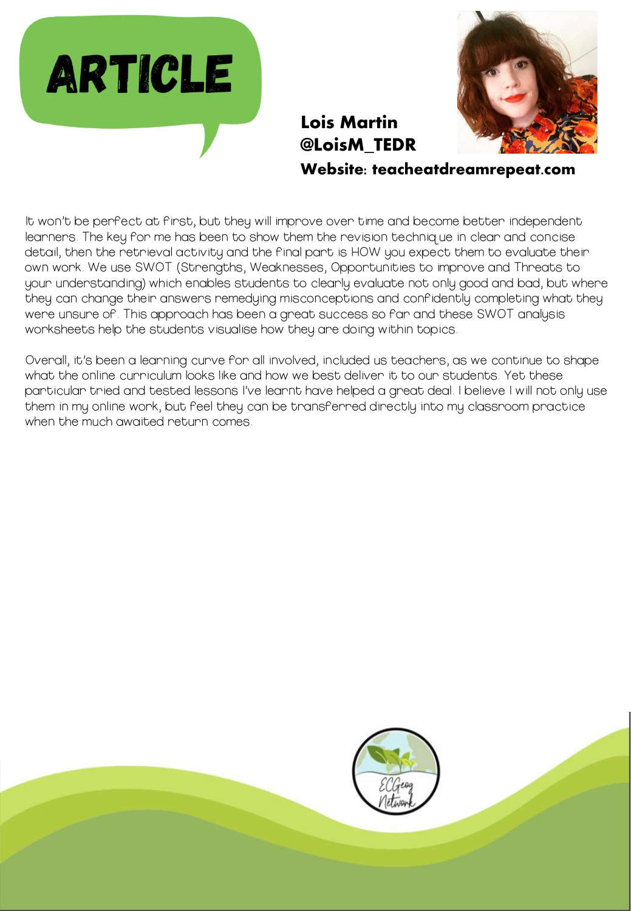# ARTICLE

**Lois Martin**
**@LoisM_TEDR**
**Website: teacheatdreamrepeat.com**

It won't be perfect at first, but they will improve over time and become better independent learners. The key for me has been to show them the revision technique in clear and concise detail, then the retrieval activity and the final part is HOW you expect them to evaluate their own work. We use SWOT (Strengths, Weaknesses, Opportunities to improve and Threats to your understanding) which enables students to clearly evaluate not only good and bad, but where they can change their answers remedying misconceptions and confidently completing what they were unsure of. This approach has been a great success so far and these SWOT analysis worksheets help the students visualise how they are doing within topics.

Overall, it's been a learning curve for all involved, included us teachers, as we continue to shape what the online curriculum looks like and how we best deliver it to our students. Yet these particular tried and tested lessons I've learnt have helped a great deal. I believe I will not only use them in my online work, but feel they can be transferred directly into my classroom practice when the much awaited return comes.